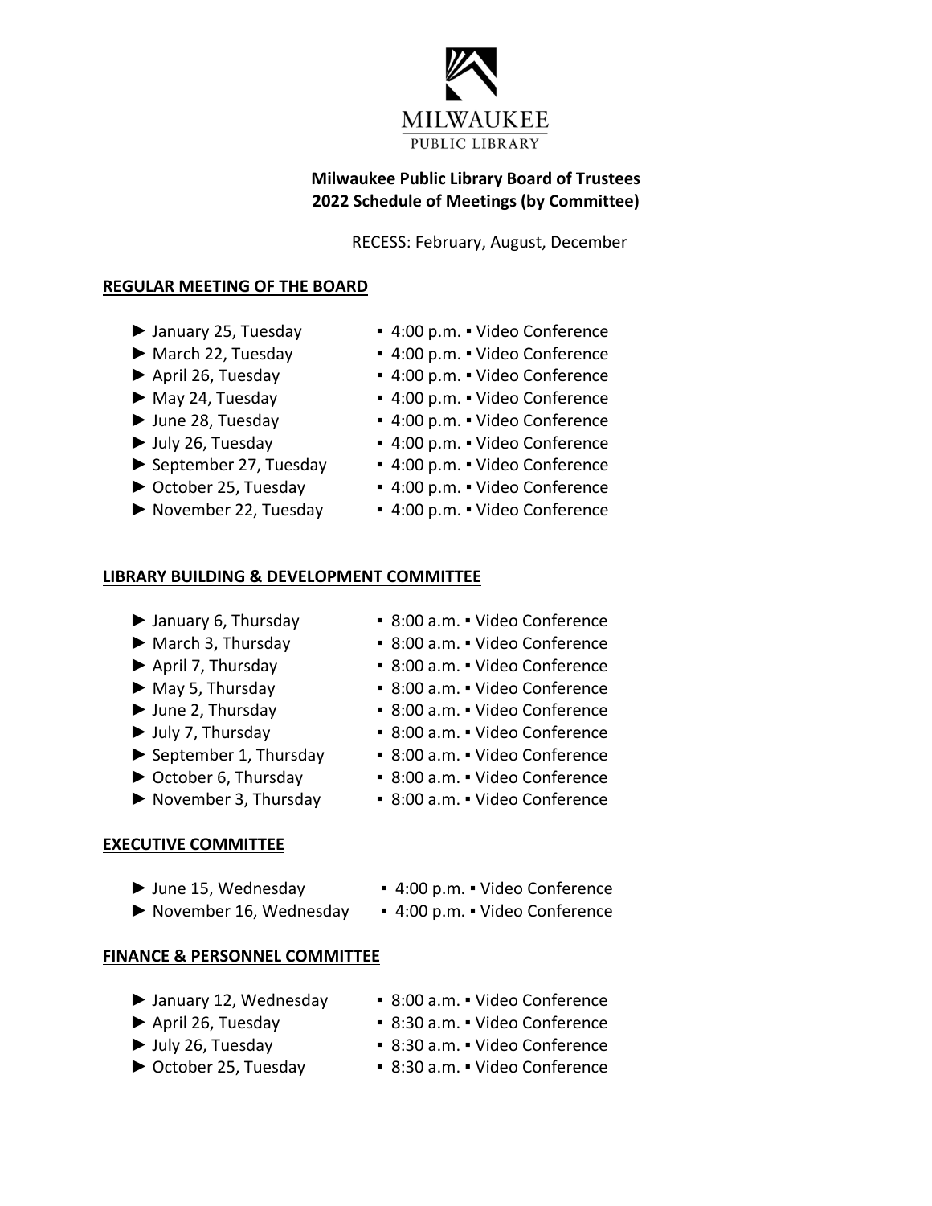MILWAUKEE
PUBLIC LIBRARY

**Milwaukee Public Library Board of Trustees**
**2022 Schedule of Meetings (by Committee)**

RECESS: February, August, December

## REGULAR MEETING OF THE BOARD

- ► January 25, Tuesday ▪ 4:00 p.m. ▪ Video Conference
- ► March 22, Tuesday ▪ 4:00 p.m. ▪ Video Conference
- ► April 26, Tuesday ▪ 4:00 p.m. ▪ Video Conference
- ► May 24, Tuesday ▪ 4:00 p.m. ▪ Video Conference
- ► June 28, Tuesday ▪ 4:00 p.m. ▪ Video Conference
- ► July 26, Tuesday ▪ 4:00 p.m. ▪ Video Conference
- ► September 27, Tuesday ▪ 4:00 p.m. ▪ Video Conference
- ► October 25, Tuesday ▪ 4:00 p.m. ▪ Video Conference
- ► November 22, Tuesday ▪ 4:00 p.m. ▪ Video Conference

## LIBRARY BUILDING & DEVELOPMENT COMMITTEE

- ► January 6, Thursday ▪ 8:00 a.m. ▪ Video Conference
- ► March 3, Thursday ▪ 8:00 a.m. ▪ Video Conference
- ► April 7, Thursday ▪ 8:00 a.m. ▪ Video Conference
- ► May 5, Thursday ▪ 8:00 a.m. ▪ Video Conference
- ► June 2, Thursday ▪ 8:00 a.m. ▪ Video Conference
- ► July 7, Thursday ▪ 8:00 a.m. ▪ Video Conference
- ► September 1, Thursday ▪ 8:00 a.m. ▪ Video Conference
- ► October 6, Thursday ▪ 8:00 a.m. ▪ Video Conference
- ► November 3, Thursday ▪ 8:00 a.m. ▪ Video Conference

## EXECUTIVE COMMITTEE

- ► June 15, Wednesday ▪ 4:00 p.m. ▪ Video Conference
- ► November 16, Wednesday ▪ 4:00 p.m. ▪ Video Conference

## FINANCE & PERSONNEL COMMITTEE

- ► January 12, Wednesday ▪ 8:00 a.m. ▪ Video Conference
- ► April 26, Tuesday ▪ 8:30 a.m. ▪ Video Conference
- ► July 26, Tuesday ▪ 8:30 a.m. ▪ Video Conference
- ► October 25, Tuesday ▪ 8:30 a.m. ▪ Video Conference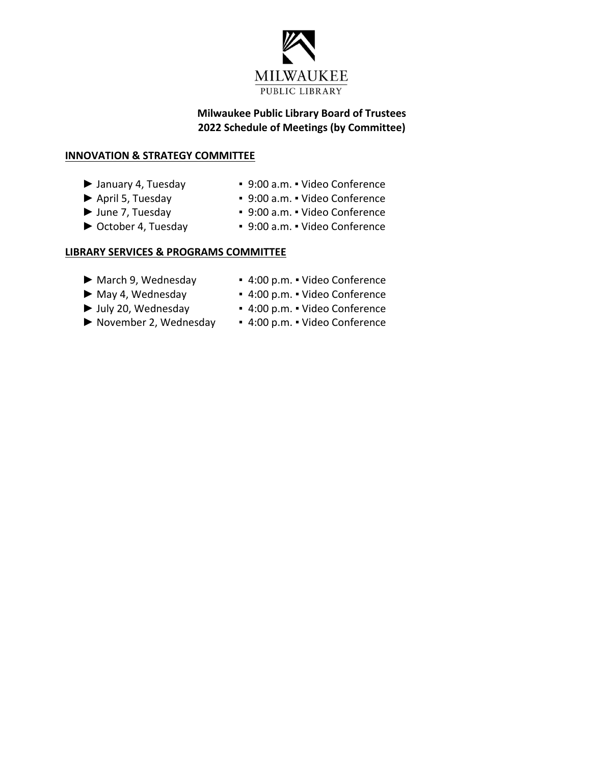MILWAUKEE
PUBLIC LIBRARY

**Milwaukee Public Library Board of Trustees**
**2022 Schedule of Meetings (by Committee)**

## INNOVATION & STRATEGY COMMITTEE

- ► January 4, Tuesday ▪ 9:00 a.m. ▪ Video Conference
- ► April 5, Tuesday ▪ 9:00 a.m. ▪ Video Conference
- ► June 7, Tuesday ▪ 9:00 a.m. ▪ Video Conference
- ► October 4, Tuesday ▪ 9:00 a.m. ▪ Video Conference

## LIBRARY SERVICES & PROGRAMS COMMITTEE

- ► March 9, Wednesday ▪ 4:00 p.m. ▪ Video Conference
- ► May 4, Wednesday ▪ 4:00 p.m. ▪ Video Conference
- ► July 20, Wednesday ▪ 4:00 p.m. ▪ Video Conference
- ► November 2, Wednesday ▪ 4:00 p.m. ▪ Video Conference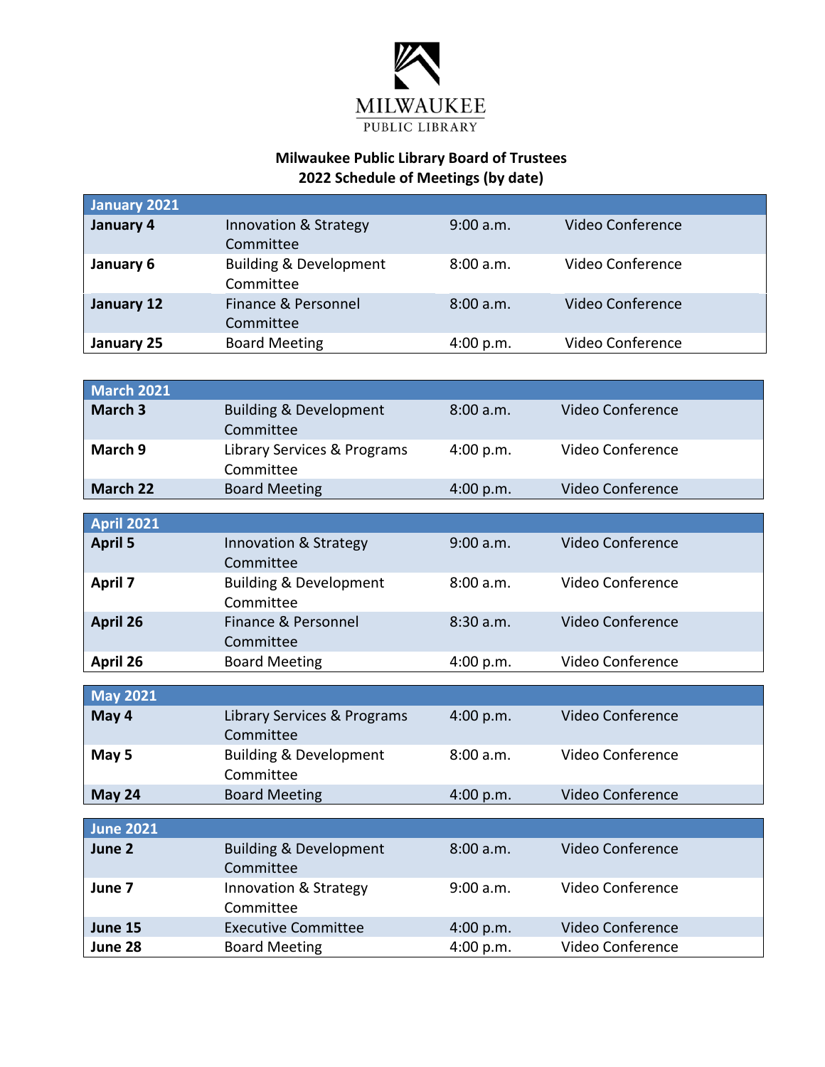MILWAUKEE
PUBLIC LIBRARY

**Milwaukee Public Library Board of Trustees**
**2022 Schedule of Meetings (by date)**

| **January 2021** | | | |
|---|---|---|---|
| **January 4** | Innovation & Strategy Committee | 9:00 a.m. | Video Conference |
| **January 6** | Building & Development Committee | 8:00 a.m. | Video Conference |
| **January 12** | Finance & Personnel Committee | 8:00 a.m. | Video Conference |
| **January 25** | Board Meeting | 4:00 p.m. | Video Conference |

| **March 2021** | | | |
|---|---|---|---|
| **March 3** | Building & Development Committee | 8:00 a.m. | Video Conference |
| **March 9** | Library Services & Programs Committee | 4:00 p.m. | Video Conference |
| **March 22** | Board Meeting | 4:00 p.m. | Video Conference |

| **April 2021** | | | |
|---|---|---|---|
| **April 5** | Innovation & Strategy Committee | 9:00 a.m. | Video Conference |
| **April 7** | Building & Development Committee | 8:00 a.m. | Video Conference |
| **April 26** | Finance & Personnel Committee | 8:30 a.m. | Video Conference |
| **April 26** | Board Meeting | 4:00 p.m. | Video Conference |

| **May 2021** | | | |
|---|---|---|---|
| **May 4** | Library Services & Programs Committee | 4:00 p.m. | Video Conference |
| **May 5** | Building & Development Committee | 8:00 a.m. | Video Conference |
| **May 24** | Board Meeting | 4:00 p.m. | Video Conference |

| **June 2021** | | | |
|---|---|---|---|
| **June 2** | Building & Development Committee | 8:00 a.m. | Video Conference |
| **June 7** | Innovation & Strategy Committee | 9:00 a.m. | Video Conference |
| **June 15** | Executive Committee | 4:00 p.m. | Video Conference |
| **June 28** | Board Meeting | 4:00 p.m. | Video Conference |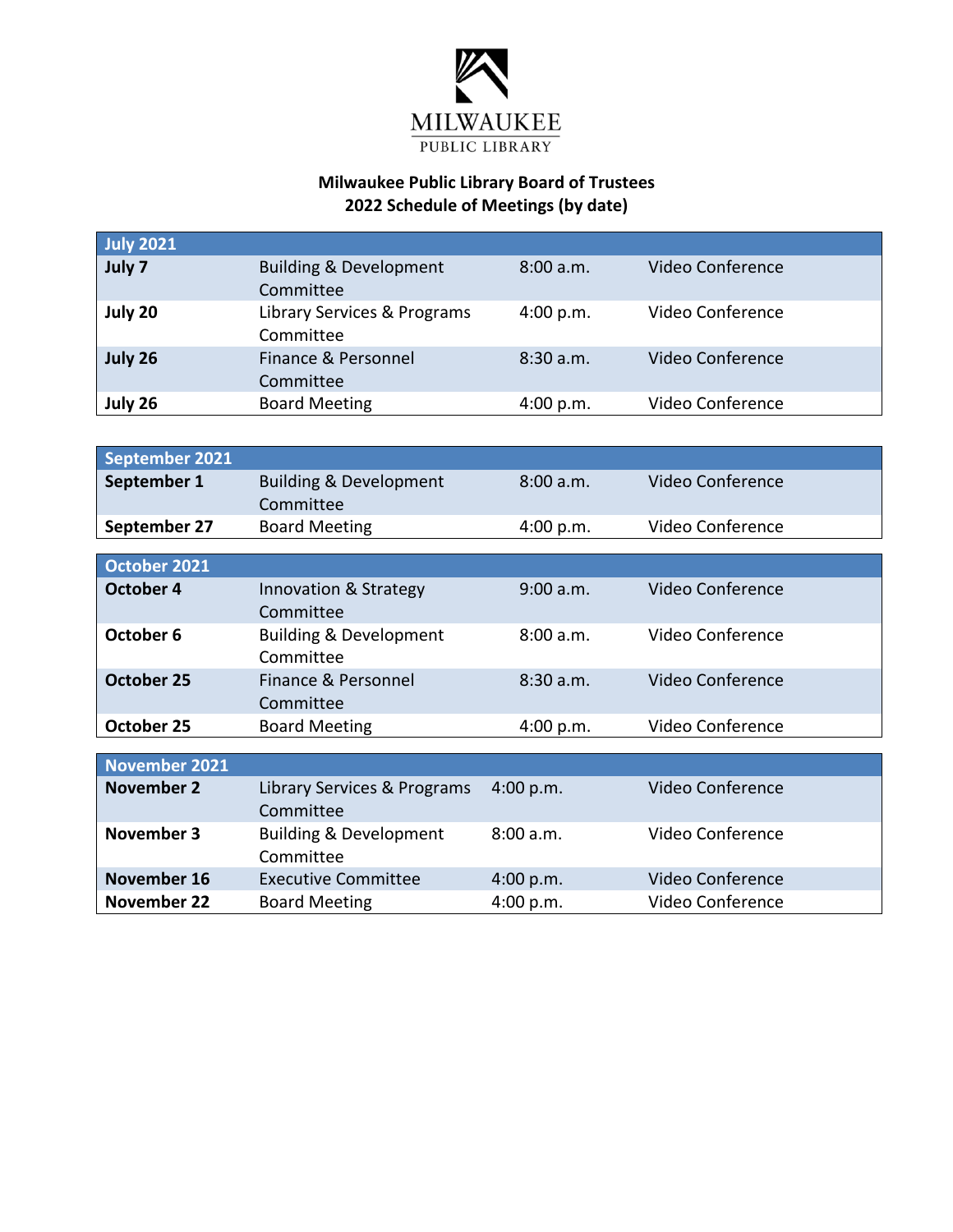MILWAUKEE PUBLIC LIBRARY

**Milwaukee Public Library Board of Trustees**
**2022 Schedule of Meetings (by date)**

| July 2021 | | | |
|---|---|---|---|
| **July 7** | Building & Development Committee | 8:00 a.m. | Video Conference |
| **July 20** | Library Services & Programs Committee | 4:00 p.m. | Video Conference |
| **July 26** | Finance & Personnel Committee | 8:30 a.m. | Video Conference |
| **July 26** | Board Meeting | 4:00 p.m. | Video Conference |

| September 2021 | | | |
|---|---|---|---|
| **September 1** | Building & Development Committee | 8:00 a.m. | Video Conference |
| **September 27** | Board Meeting | 4:00 p.m. | Video Conference |

| October 2021 | | | |
|---|---|---|---|
| **October 4** | Innovation & Strategy Committee | 9:00 a.m. | Video Conference |
| **October 6** | Building & Development Committee | 8:00 a.m. | Video Conference |
| **October 25** | Finance & Personnel Committee | 8:30 a.m. | Video Conference |
| **October 25** | Board Meeting | 4:00 p.m. | Video Conference |

| November 2021 | | | |
|---|---|---|---|
| **November 2** | Library Services & Programs Committee | 4:00 p.m. | Video Conference |
| **November 3** | Building & Development Committee | 8:00 a.m. | Video Conference |
| **November 16** | Executive Committee | 4:00 p.m. | Video Conference |
| **November 22** | Board Meeting | 4:00 p.m. | Video Conference |